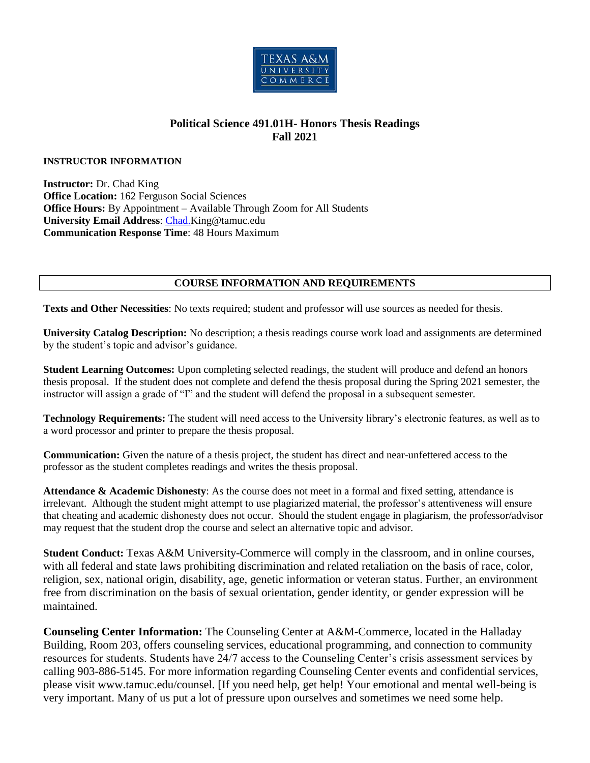TEXAS A&M UNIVERSITY COMMERCE

# Political Science 491.01H- Honors Thesis Readings
## Fall 2021

**INSTRUCTOR INFORMATION**

**Instructor:** Dr. Chad King
**Office Location:** 162 Ferguson Social Sciences
**Office Hours:** By Appointment – Available Through Zoom for All Students
**University Email Address**: Chad.King@tamuc.edu
**Communication Response Time**: 48 Hours Maximum

## COURSE INFORMATION AND REQUIREMENTS

**Texts and Other Necessities**: No texts required; student and professor will use sources as needed for thesis.

**University Catalog Description:** No description; a thesis readings course work load and assignments are determined by the student's topic and advisor's guidance.

**Student Learning Outcomes:** Upon completing selected readings, the student will produce and defend an honors thesis proposal. If the student does not complete and defend the thesis proposal during the Spring 2021 semester, the instructor will assign a grade of "I" and the student will defend the proposal in a subsequent semester.

**Technology Requirements:** The student will need access to the University library's electronic features, as well as to a word processor and printer to prepare the thesis proposal.

**Communication:** Given the nature of a thesis project, the student has direct and near-unfettered access to the professor as the student completes readings and writes the thesis proposal.

**Attendance & Academic Dishonesty**: As the course does not meet in a formal and fixed setting, attendance is irrelevant. Although the student might attempt to use plagiarized material, the professor's attentiveness will ensure that cheating and academic dishonesty does not occur. Should the student engage in plagiarism, the professor/advisor may request that the student drop the course and select an alternative topic and advisor.

**Student Conduct:** Texas A&M University-Commerce will comply in the classroom, and in online courses, with all federal and state laws prohibiting discrimination and related retaliation on the basis of race, color, religion, sex, national origin, disability, age, genetic information or veteran status. Further, an environment free from discrimination on the basis of sexual orientation, gender identity, or gender expression will be maintained.

**Counseling Center Information:** The Counseling Center at A&M-Commerce, located in the Halladay Building, Room 203, offers counseling services, educational programming, and connection to community resources for students. Students have 24/7 access to the Counseling Center's crisis assessment services by calling 903-886-5145. For more information regarding Counseling Center events and confidential services, please visit www.tamuc.edu/counsel. [If you need help, get help! Your emotional and mental well-being is very important. Many of us put a lot of pressure upon ourselves and sometimes we need some help.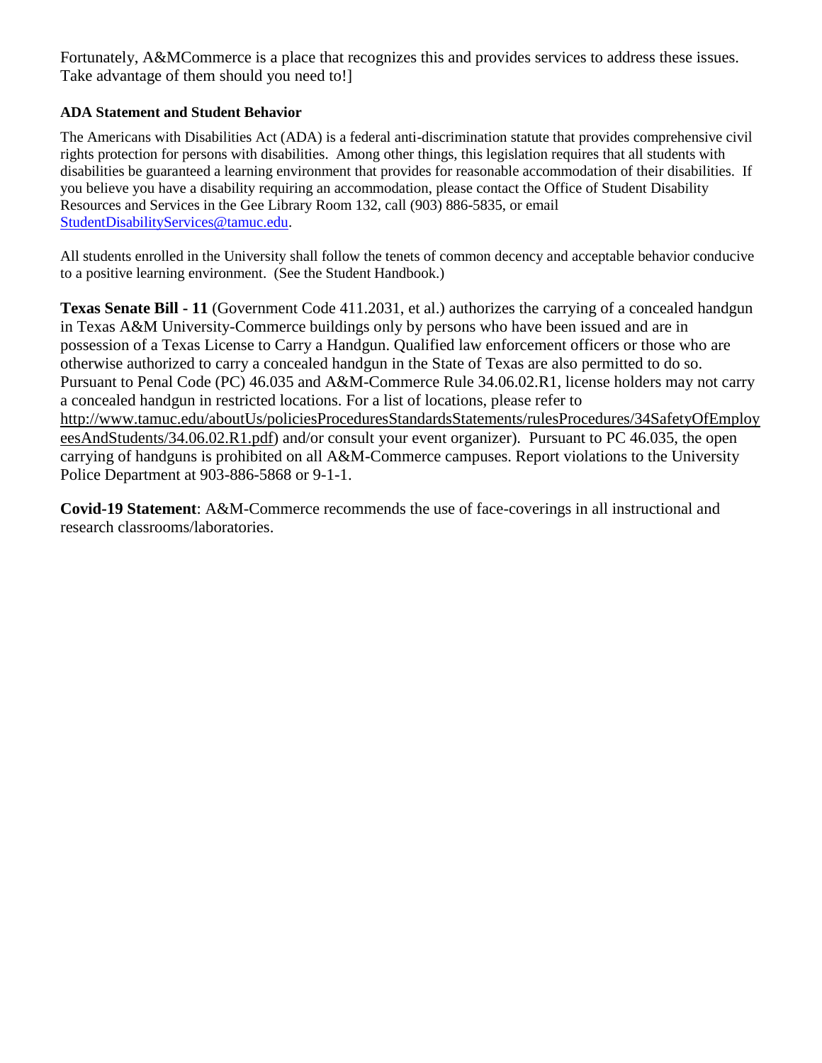Fortunately, A&MCommerce is a place that recognizes this and provides services to address these issues. Take advantage of them should you need to!]

**ADA Statement and Student Behavior**

The Americans with Disabilities Act (ADA) is a federal anti-discrimination statute that provides comprehensive civil rights protection for persons with disabilities. Among other things, this legislation requires that all students with disabilities be guaranteed a learning environment that provides for reasonable accommodation of their disabilities. If you believe you have a disability requiring an accommodation, please contact the Office of Student Disability Resources and Services in the Gee Library Room 132, call (903) 886-5835, or email StudentDisabilityServices@tamuc.edu.

All students enrolled in the University shall follow the tenets of common decency and acceptable behavior conducive to a positive learning environment. (See the Student Handbook.)

**Texas Senate Bill - 11** (Government Code 411.2031, et al.) authorizes the carrying of a concealed handgun in Texas A&M University-Commerce buildings only by persons who have been issued and are in possession of a Texas License to Carry a Handgun. Qualified law enforcement officers or those who are otherwise authorized to carry a concealed handgun in the State of Texas are also permitted to do so. Pursuant to Penal Code (PC) 46.035 and A&M-Commerce Rule 34.06.02.R1, license holders may not carry a concealed handgun in restricted locations. For a list of locations, please refer to http://www.tamuc.edu/aboutUs/policiesProceduresStandardsStatements/rulesProcedures/34SafetyOfEmployeesAndStudents/34.06.02.R1.pdf) and/or consult your event organizer). Pursuant to PC 46.035, the open carrying of handguns is prohibited on all A&M-Commerce campuses. Report violations to the University Police Department at 903-886-5868 or 9-1-1.

**Covid-19 Statement**: A&M-Commerce recommends the use of face-coverings in all instructional and research classrooms/laboratories.